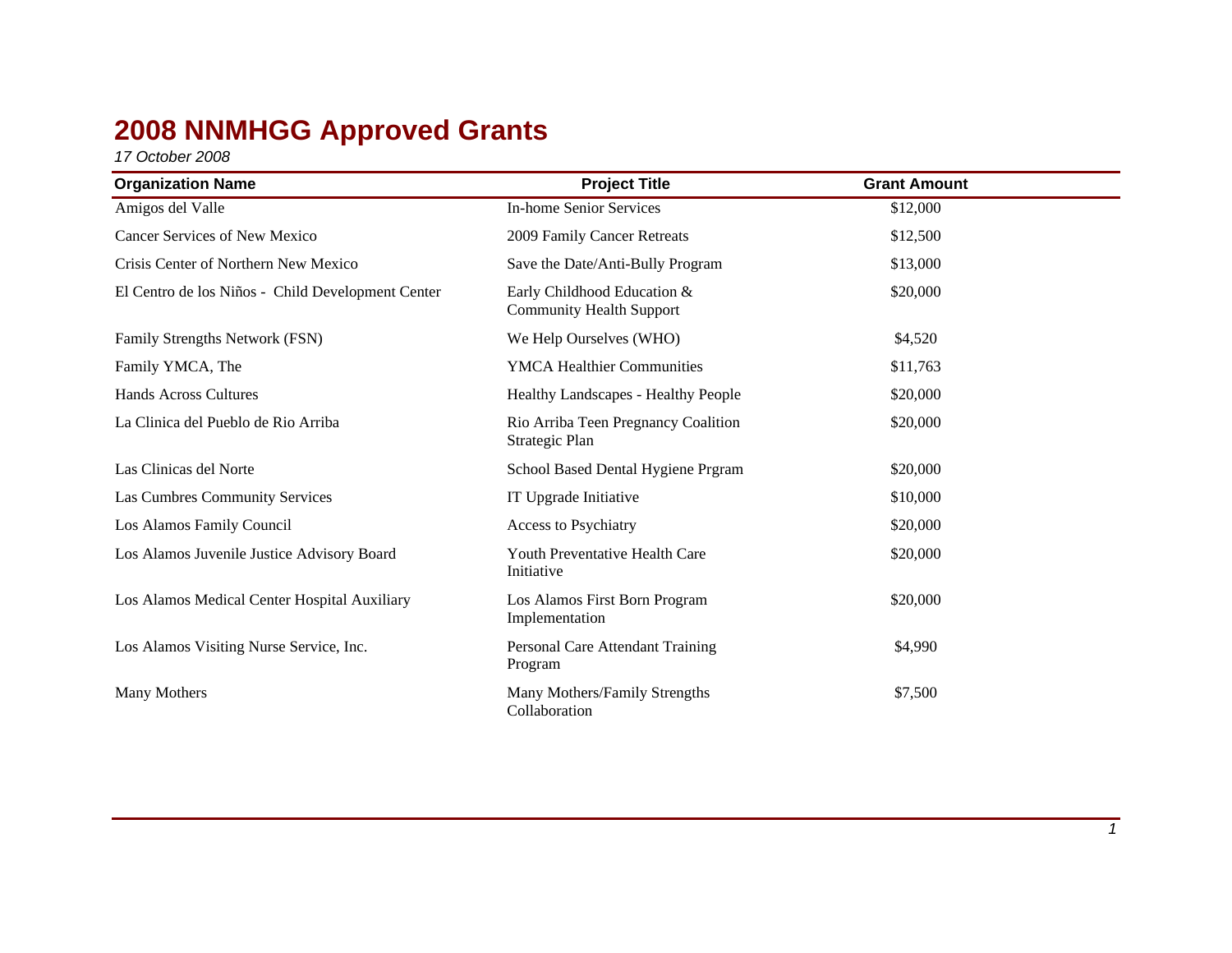# 2008 NNMHGG Approved Grants

*17 October 2008*

| Organization Name | Project Title | Grant Amount |
|---|---|---|
| Amigos del Valle | In-home Senior Services | $12,000 |
| Cancer Services of New Mexico | 2009 Family Cancer Retreats | $12,500 |
| Crisis Center of Northern New Mexico | Save the Date/Anti-Bully Program | $13,000 |
| El Centro de los Niños - Child Development Center | Early Childhood Education & Community Health Support | $20,000 |
| Family Strengths Network (FSN) | We Help Ourselves (WHO) | $4,520 |
| Family YMCA, The | YMCA Healthier Communities | $11,763 |
| Hands Across Cultures | Healthy Landscapes - Healthy People | $20,000 |
| La Clinica del Pueblo de Rio Arriba | Rio Arriba Teen Pregnancy Coalition Strategic Plan | $20,000 |
| Las Clinicas del Norte | School Based Dental Hygiene Prgram | $20,000 |
| Las Cumbres Community Services | IT Upgrade Initiative | $10,000 |
| Los Alamos Family Council | Access to Psychiatry | $20,000 |
| Los Alamos Juvenile Justice Advisory Board | Youth Preventative Health Care Initiative | $20,000 |
| Los Alamos Medical Center Hospital Auxiliary | Los Alamos First Born Program Implementation | $20,000 |
| Los Alamos Visiting Nurse Service, Inc. | Personal Care Attendant Training Program | $4,990 |
| Many Mothers | Many Mothers/Family Strengths Collaboration | $7,500 |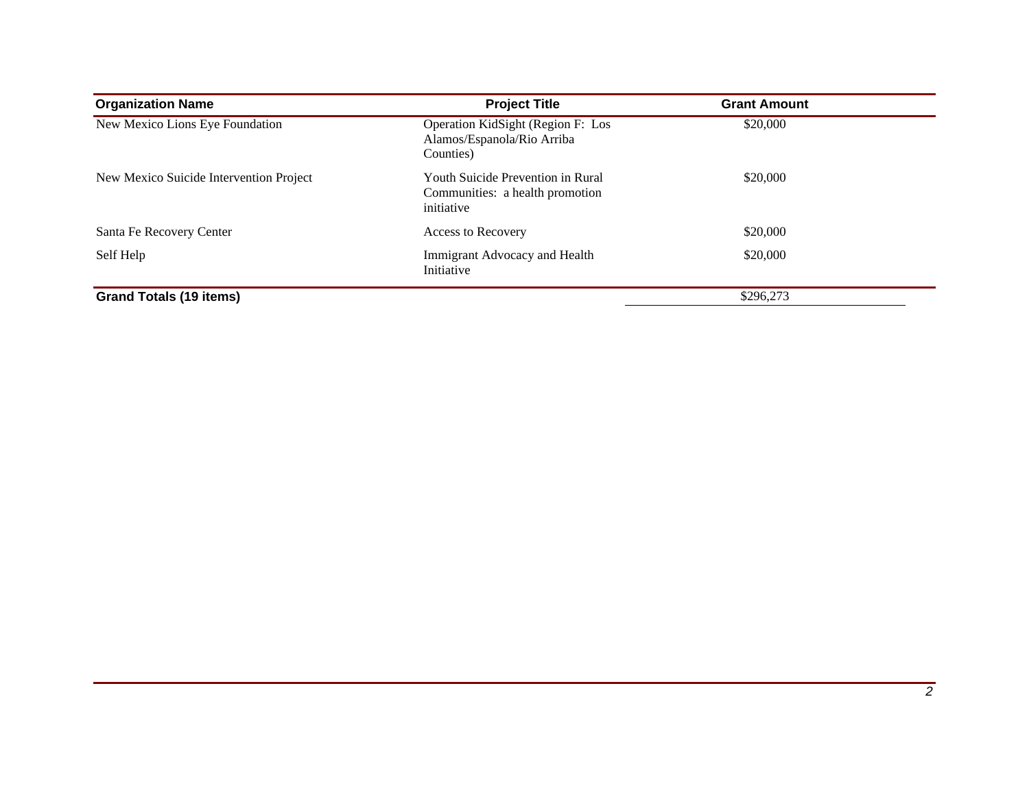| Organization Name | Project Title | Grant Amount |
| --- | --- | --- |
| New Mexico Lions Eye Foundation | Operation KidSight (Region F: Los Alamos/Espanola/Rio Arriba Counties) | $20,000 |
| New Mexico Suicide Intervention Project | Youth Suicide Prevention in Rural Communities: a health promotion initiative | $20,000 |
| Santa Fe Recovery Center | Access to Recovery | $20,000 |
| Self Help | Immigrant Advocacy and Health Initiative | $20,000 |
| **Grand Totals (19 items)** | | $296,273 |